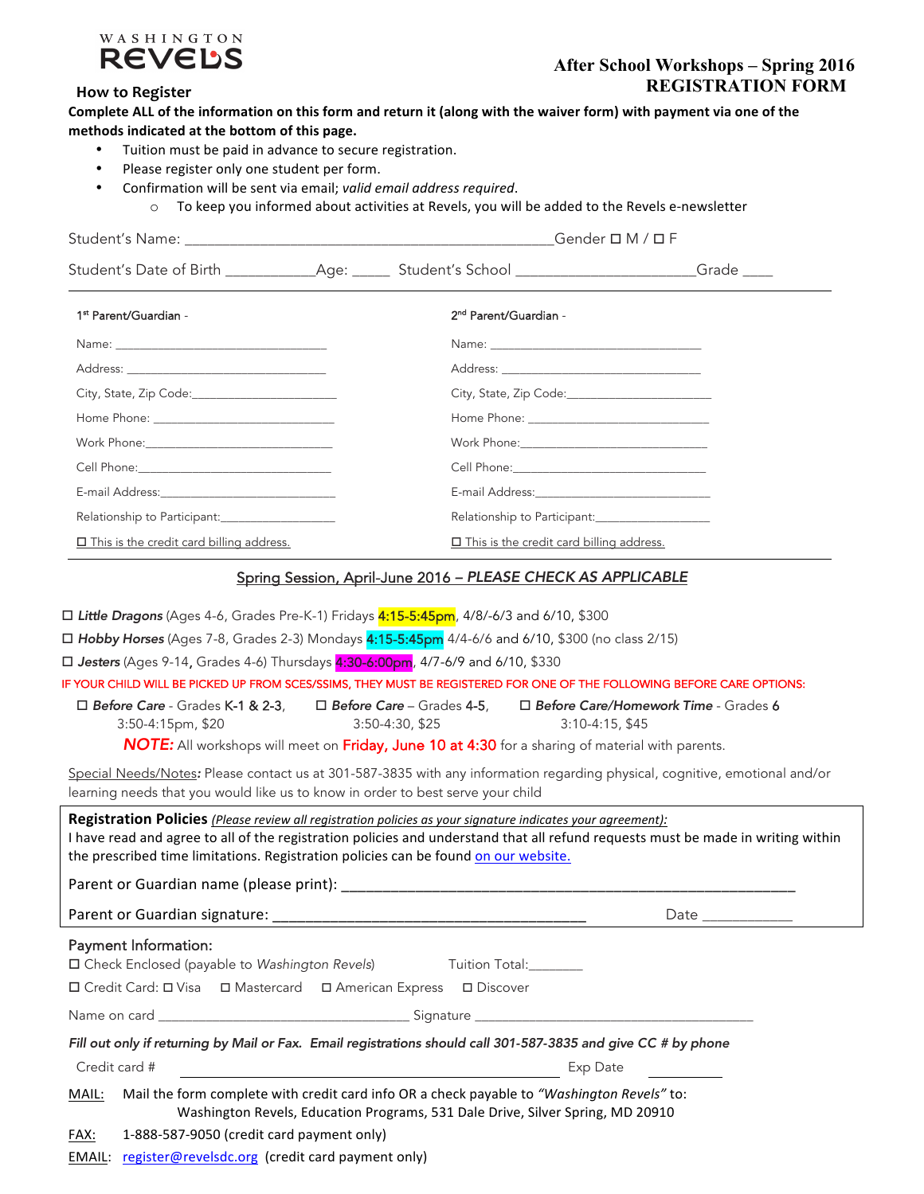WASHINGTON REVELS

# After School Workshops – Spring 2016
# REGISTRATION FORM

## How to Register

**Complete ALL of the information on this form and return it (along with the waiver form) with payment via one of the methods indicated at the bottom of this page.**

- Tuition must be paid in advance to secure registration.
- Please register only one student per form.
- Confirmation will be sent via email; *valid email address required*.
  - To keep you informed about activities at Revels, you will be added to the Revels e-newsletter

Student's Name: ______________________________________________Gender ☐ M / ☐ F

Student's Date of Birth ___________Age: _____ Student's School ______________________Grade ____

**1st Parent/Guardian -**

Name: _________________________________

Address: _______________________________

City, State, Zip Code:_____________________

Home Phone: ___________________________

Work Phone:____________________________

Cell Phone:_____________________________

E-mail Address:__________________________

Relationship to Participant:_________________

☐ This is the credit card billing address.

**2nd Parent/Guardian -**

Name: _________________________________

Address: _______________________________

City, State, Zip Code:_____________________

Home Phone: ___________________________

Work Phone:____________________________

Cell Phone:_____________________________

E-mail Address:__________________________

Relationship to Participant:_________________

☐ This is the credit card billing address.

## Spring Session, April-June 2016 – *PLEASE CHECK AS APPLICABLE*

☐ ***Little Dragons*** (Ages 4-6, Grades Pre-K-1) Fridays 4:15-5:45pm, 4/8-6/3 and 6/10, $300

☐ ***Hobby Horses*** (Ages 7-8, Grades 2-3) Mondays 4:15-5:45pm 4/4-6/6 and 6/10, $300 (no class 2/15)

☐ ***Jesters*** (Ages 9-14, Grades 4-6) Thursdays 4:30-6:00pm, 4/7-6/9 and 6/10, $330

IF YOUR CHILD WILL BE PICKED UP FROM SCES/SSIMS, THEY MUST BE REGISTERED FOR ONE OF THE FOLLOWING BEFORE CARE OPTIONS:

☐ ***Before Care*** - Grades **K-1** & **2-3**, 3:50-4:15pm, $20

☐ ***Before Care*** – Grades **4-5**, 3:50-4:30, $25

☐ ***Before Care/Homework Time*** - Grades **6** 3:10-4:15, $45

***NOTE:*** All workshops will meet on **Friday, June 10 at 4:30** for a sharing of material with parents.

Special Needs/Notes**:** Please contact us at 301-587-3835 with any information regarding physical, cognitive, emotional and/or learning needs that you would like us to know in order to best serve your child

**Registration Policies** *(Please review all registration policies as your signature indicates your agreement):*
I have read and agree to all of the registration policies and understand that all refund requests must be made in writing within the prescribed time limitations. Registration policies can be found on our website.

Parent or Guardian name (please print): ____________________________________________________

Parent or Guardian signature: ___________________________________ Date ___________

Payment Information:

☐ Check Enclosed (payable to *Washington Revels*) Tuition Total:_______

☐ Credit Card: ☐ Visa ☐ Mastercard ☐ American Express ☐ Discover

Name on card _______________________________ Signature __________________________________

*Fill out only if returning by Mail or Fax. Email registrations should call 301-587-3835 and give CC # by phone*

Credit card # ______________________________________ Exp Date __________

MAIL: Mail the form complete with credit card info OR a check payable to *"Washington Revels"* to:
Washington Revels, Education Programs, 531 Dale Drive, Silver Spring, MD 20910

FAX: 1-888-587-9050 (credit card payment only)

EMAIL: register@revelsdc.org (credit card payment only)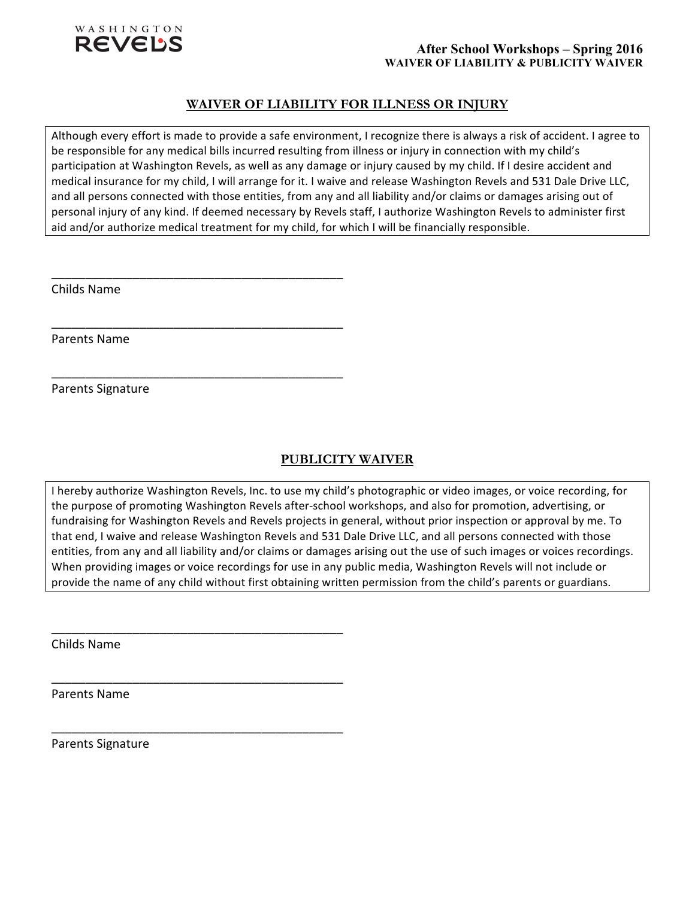WASHINGTON REVELS

**After School Workshops – Spring 2016**
**WAIVER OF LIABILITY & PUBLICITY WAIVER**

## WAIVER OF LIABILITY FOR ILLNESS OR INJURY

Although every effort is made to provide a safe environment, I recognize there is always a risk of accident. I agree to be responsible for any medical bills incurred resulting from illness or injury in connection with my child's participation at Washington Revels, as well as any damage or injury caused by my child. If I desire accident and medical insurance for my child, I will arrange for it. I waive and release Washington Revels and 531 Dale Drive LLC, and all persons connected with those entities, from any and all liability and/or claims or damages arising out of personal injury of any kind. If deemed necessary by Revels staff, I authorize Washington Revels to administer first aid and/or authorize medical treatment for my child, for which I will be financially responsible.

_____________________________________________
Childs Name

_____________________________________________
Parents Name

_____________________________________________
Parents Signature

## PUBLICITY WAIVER

I hereby authorize Washington Revels, Inc. to use my child's photographic or video images, or voice recording, for the purpose of promoting Washington Revels after-school workshops, and also for promotion, advertising, or fundraising for Washington Revels and Revels projects in general, without prior inspection or approval by me. To that end, I waive and release Washington Revels and 531 Dale Drive LLC, and all persons connected with those entities, from any and all liability and/or claims or damages arising out the use of such images or voices recordings. When providing images or voice recordings for use in any public media, Washington Revels will not include or provide the name of any child without first obtaining written permission from the child's parents or guardians.

_____________________________________________
Childs Name

_____________________________________________
Parents Name

_____________________________________________
Parents Signature